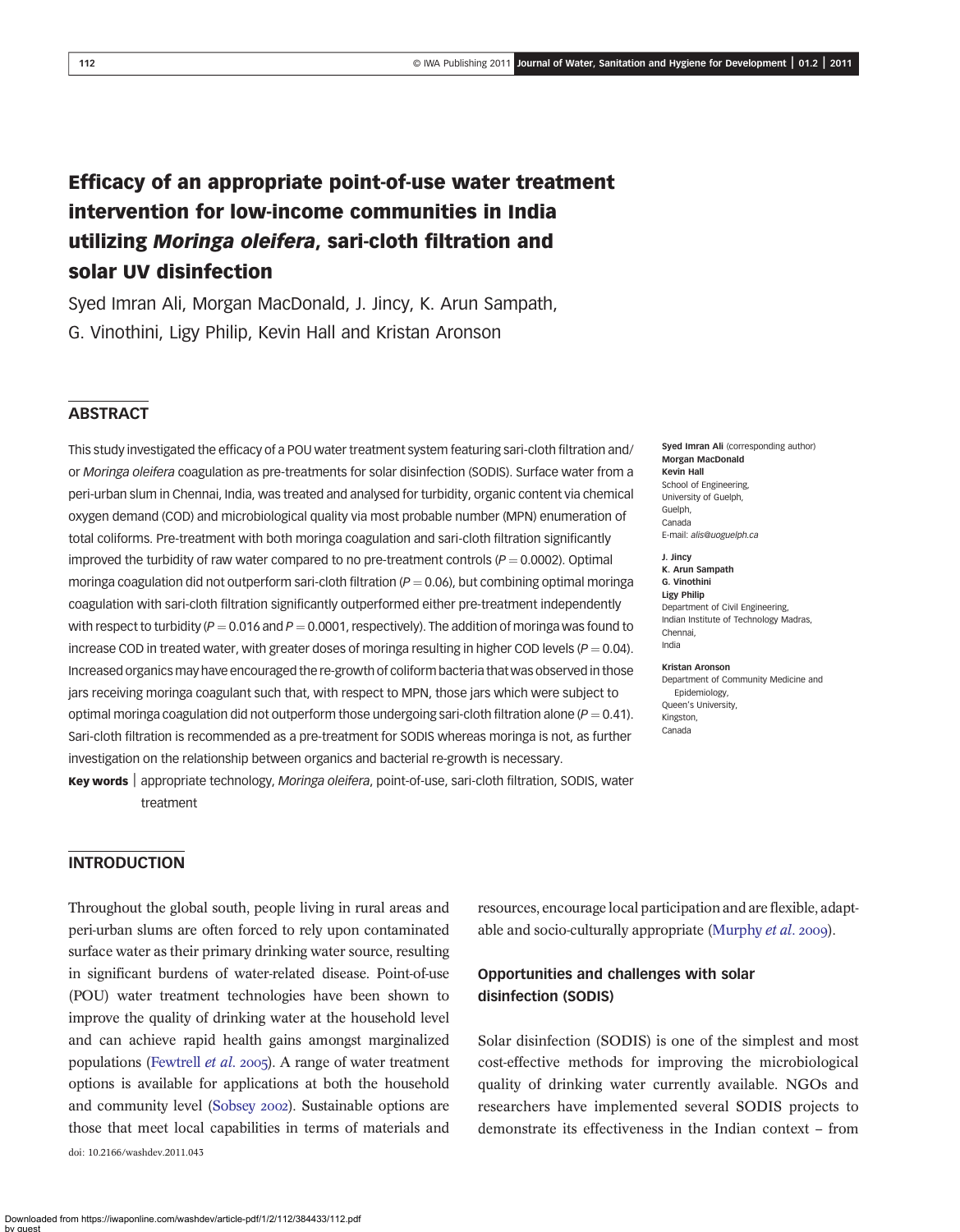# Efficacy of an appropriate point-of-use water treatment intervention for low-income communities in India utilizing *Moringa oleifera*, sari-cloth filtration and solar UV disinfection

Syed Imran Ali, Morgan MacDonald, J. Jincy, K. Arun Sampath, G. Vinothini, Ligy Philip, Kevin Hall and Kristan Aronson

## ABSTRACT

This study investigated the efficacy of a POU water treatment system featuring sari-cloth filtration and/or *Moringa oleifera* coagulation as pre-treatments for solar disinfection (SODIS). Surface water from a peri-urban slum in Chennai, India, was treated and analysed for turbidity, organic content via chemical oxygen demand (COD) and microbiological quality via most probable number (MPN) enumeration of total coliforms. Pre-treatment with both moringa coagulation and sari-cloth filtration significantly improved the turbidity of raw water compared to no pre-treatment controls ($P = 0.0002$). Optimal moringa coagulation did not outperform sari-cloth filtration ($P = 0.06$), but combining optimal moringa coagulation with sari-cloth filtration significantly outperformed either pre-treatment independently with respect to turbidity ($P = 0.016$ and $P = 0.0001$, respectively). The addition of moringa was found to increase COD in treated water, with greater doses of moringa resulting in higher COD levels ($P = 0.04$). Increased organics may have encouraged the re-growth of coliform bacteria that was observed in those jars receiving moringa coagulant such that, with respect to MPN, those jars which were subject to optimal moringa coagulation did not outperform those undergoing sari-cloth filtration alone ($P = 0.41$). Sari-cloth filtration is recommended as a pre-treatment for SODIS whereas moringa is not, as further investigation on the relationship between organics and bacterial re-growth is necessary.

**Key words** | appropriate technology, *Moringa oleifera*, point-of-use, sari-cloth filtration, SODIS, water treatment

**Syed Imran Ali** (corresponding author)
**Morgan MacDonald**
**Kevin Hall**
School of Engineering,
University of Guelph,
Guelph,
Canada
E-mail: *alis@uoguelph.ca*

**J. Jincy**
**K. Arun Sampath**
**G. Vinothini**
**Ligy Philip**
Department of Civil Engineering,
Indian Institute of Technology Madras,
Chennai,
India

**Kristan Aronson**
Department of Community Medicine and Epidemiology,
Queen's University,
Kingston,
Canada

## INTRODUCTION

Throughout the global south, people living in rural areas and peri-urban slums are often forced to rely upon contaminated surface water as their primary drinking water source, resulting in significant burdens of water-related disease. Point-of-use (POU) water treatment technologies have been shown to improve the quality of drinking water at the household level and can achieve rapid health gains amongst marginalized populations (Fewtrell *et al.* 2005). A range of water treatment options is available for applications at both the household and community level (Sobsey 2002). Sustainable options are those that meet local capabilities in terms of materials and resources, encourage local participation and are flexible, adaptable and socio-culturally appropriate (Murphy *et al.* 2009).

### Opportunities and challenges with solar disinfection (SODIS)

Solar disinfection (SODIS) is one of the simplest and most cost-effective methods for improving the microbiological quality of drinking water currently available. NGOs and researchers have implemented several SODIS projects to demonstrate its effectiveness in the Indian context – from

doi: 10.2166/washdev.2011.043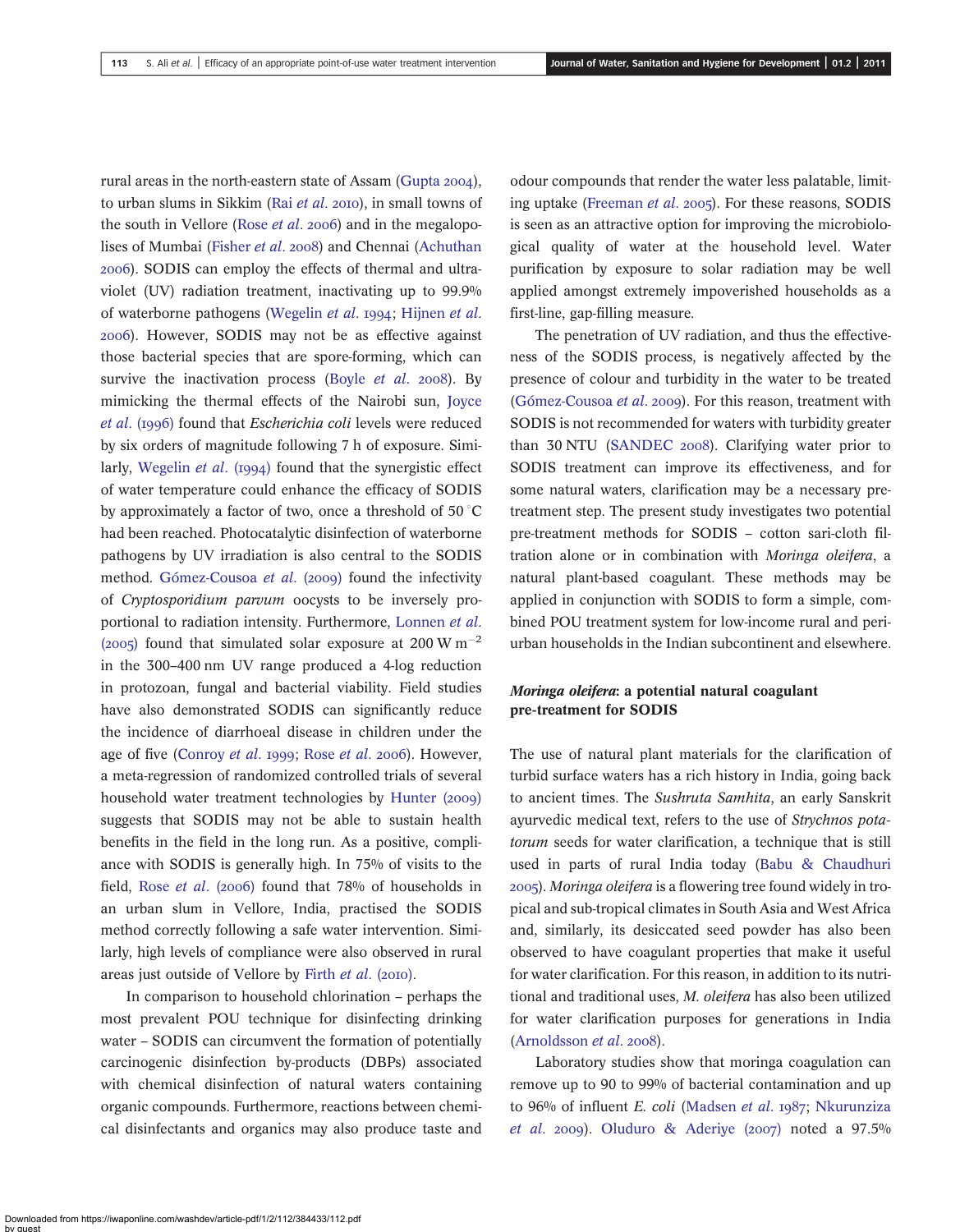rural areas in the north-eastern state of Assam (Gupta 2004), to urban slums in Sikkim (Rai *et al.* 2010), in small towns of the south in Vellore (Rose *et al.* 2006) and in the megalopolises of Mumbai (Fisher *et al.* 2008) and Chennai (Achuthan 2006). SODIS can employ the effects of thermal and ultraviolet (UV) radiation treatment, inactivating up to 99.9% of waterborne pathogens (Wegelin *et al.* 1994; Hijnen *et al.* 2006). However, SODIS may not be as effective against those bacterial species that are spore-forming, which can survive the inactivation process (Boyle *et al.* 2008). By mimicking the thermal effects of the Nairobi sun, Joyce *et al.* (1996) found that *Escherichia coli* levels were reduced by six orders of magnitude following 7 h of exposure. Similarly, Wegelin *et al.* (1994) found that the synergistic effect of water temperature could enhance the efficacy of SODIS by approximately a factor of two, once a threshold of 50 °C had been reached. Photocatalytic disinfection of waterborne pathogens by UV irradiation is also central to the SODIS method. Gómez-Couso *et al.* (2009) found the infectivity of *Cryptosporidium parvum* oocysts to be inversely proportional to radiation intensity. Furthermore, Lonnen *et al.* (2005) found that simulated solar exposure at 200 W $m^{-2}$ in the 300–400 nm UV range produced a 4-log reduction in protozoan, fungal and bacterial viability. Field studies have also demonstrated SODIS can significantly reduce the incidence of diarrhoeal disease in children under the age of five (Conroy *et al.* 1999; Rose *et al.* 2006). However, a meta-regression of randomized controlled trials of several household water treatment technologies by Hunter (2009) suggests that SODIS may not be able to sustain health benefits in the field in the long run. As a positive, compliance with SODIS is generally high. In 75% of visits to the field, Rose *et al.* (2006) found that 78% of households in an urban slum in Vellore, India, practised the SODIS method correctly following a safe water intervention. Similarly, high levels of compliance were also observed in rural areas just outside of Vellore by Firth *et al.* (2010).

In comparison to household chlorination – perhaps the most prevalent POU technique for disinfecting drinking water – SODIS can circumvent the formation of potentially carcinogenic disinfection by-products (DBPs) associated with chemical disinfection of natural waters containing organic compounds. Furthermore, reactions between chemical disinfectants and organics may also produce taste and odour compounds that render the water less palatable, limiting uptake (Freeman *et al.* 2005). For these reasons, SODIS is seen as an attractive option for improving the microbiological quality of water at the household level. Water purification by exposure to solar radiation may be well applied amongst extremely impoverished households as a first-line, gap-filling measure.

The penetration of UV radiation, and thus the effectiveness of the SODIS process, is negatively affected by the presence of colour and turbidity in the water to be treated (Gómez-Couso *et al.* 2009). For this reason, treatment with SODIS is not recommended for waters with turbidity greater than 30 NTU (SANDEC 2008). Clarifying water prior to SODIS treatment can improve its effectiveness, and for some natural waters, clarification may be a necessary pre-treatment step. The present study investigates two potential pre-treatment methods for SODIS – cotton sari-cloth filtration alone or in combination with *Moringa oleifera*, a natural plant-based coagulant. These methods may be applied in conjunction with SODIS to form a simple, combined POU treatment system for low-income rural and peri-urban households in the Indian subcontinent and elsewhere.

## *Moringa oleifera*: a potential natural coagulant pre-treatment for SODIS

The use of natural plant materials for the clarification of turbid surface waters has a rich history in India, going back to ancient times. The *Sushruta Samhita*, an early Sanskrit ayurvedic medical text, refers to the use of *Strychnos potatorum* seeds for water clarification, a technique that is still used in parts of rural India today (Babu & Chaudhuri 2005). *Moringa oleifera* is a flowering tree found widely in tropical and sub-tropical climates in South Asia and West Africa and, similarly, its desiccated seed powder has also been observed to have coagulant properties that make it useful for water clarification. For this reason, in addition to its nutritional and traditional uses, *M. oleifera* has also been utilized for water clarification purposes for generations in India (Arnoldsson *et al.* 2008).

Laboratory studies show that moringa coagulation can remove up to 90 to 99% of bacterial contamination and up to 96% of influent *E. coli* (Madsen *et al.* 1987; Nkurunziza *et al.* 2009). Oluduro & Aderiye (2007) noted a 97.5%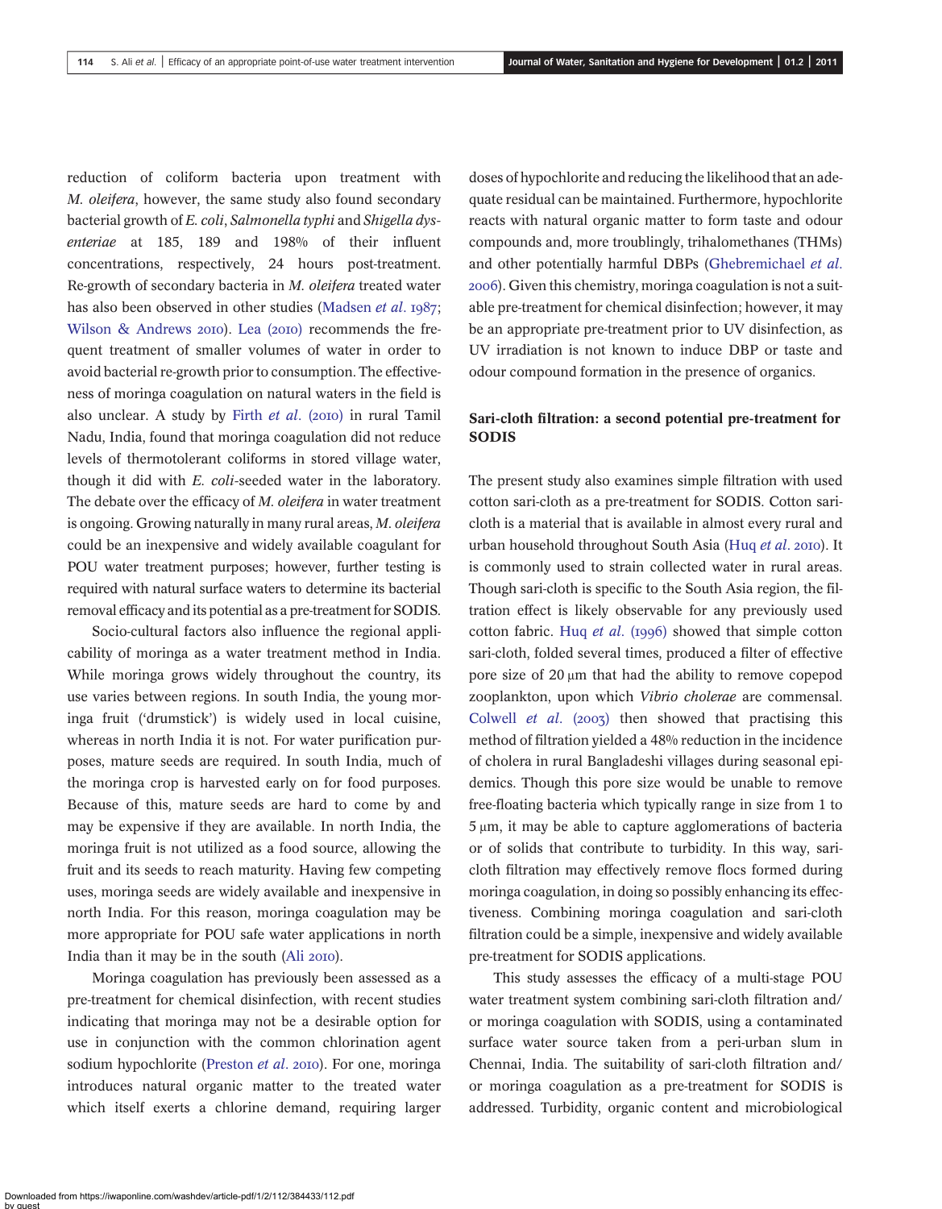reduction of coliform bacteria upon treatment with *M. oleifera*, however, the same study also found secondary bacterial growth of *E. coli*, *Salmonella typhi* and *Shigella dysenteriae* at 185, 189 and 198% of their influent concentrations, respectively, 24 hours post-treatment. Re-growth of secondary bacteria in *M. oleifera* treated water has also been observed in other studies (Madsen *et al*. 1987; Wilson & Andrews 2010). Lea (2010) recommends the frequent treatment of smaller volumes of water in order to avoid bacterial re-growth prior to consumption. The effectiveness of moringa coagulation on natural waters in the field is also unclear. A study by Firth *et al*. (2010) in rural Tamil Nadu, India, found that moringa coagulation did not reduce levels of thermotolerant coliforms in stored village water, though it did with *E. coli*-seeded water in the laboratory. The debate over the efficacy of *M. oleifera* in water treatment is ongoing. Growing naturally in many rural areas, *M. oleifera* could be an inexpensive and widely available coagulant for POU water treatment purposes; however, further testing is required with natural surface waters to determine its bacterial removal efficacy and its potential as a pre-treatment for SODIS.

Socio-cultural factors also influence the regional applicability of moringa as a water treatment method in India. While moringa grows widely throughout the country, its use varies between regions. In south India, the young moringa fruit ('drumstick') is widely used in local cuisine, whereas in north India it is not. For water purification purposes, mature seeds are required. In south India, much of the moringa crop is harvested early on for food purposes. Because of this, mature seeds are hard to come by and may be expensive if they are available. In north India, the moringa fruit is not utilized as a food source, allowing the fruit and its seeds to reach maturity. Having few competing uses, moringa seeds are widely available and inexpensive in north India. For this reason, moringa coagulation may be more appropriate for POU safe water applications in north India than it may be in the south (Ali 2010).

Moringa coagulation has previously been assessed as a pre-treatment for chemical disinfection, with recent studies indicating that moringa may not be a desirable option for use in conjunction with the common chlorination agent sodium hypochlorite (Preston *et al*. 2010). For one, moringa introduces natural organic matter to the treated water which itself exerts a chlorine demand, requiring larger doses of hypochlorite and reducing the likelihood that an adequate residual can be maintained. Furthermore, hypochlorite reacts with natural organic matter to form taste and odour compounds and, more troublingly, trihalomethanes (THMs) and other potentially harmful DBPs (Ghebremichael *et al*. 2006). Given this chemistry, moringa coagulation is not a suitable pre-treatment for chemical disinfection; however, it may be an appropriate pre-treatment prior to UV disinfection, as UV irradiation is not known to induce DBP or taste and odour compound formation in the presence of organics.

### Sari-cloth filtration: a second potential pre-treatment for SODIS

The present study also examines simple filtration with used cotton sari-cloth as a pre-treatment for SODIS. Cotton sari-cloth is a material that is available in almost every rural and urban household throughout South Asia (Huq *et al*. 2010). It is commonly used to strain collected water in rural areas. Though sari-cloth is specific to the South Asia region, the filtration effect is likely observable for any previously used cotton fabric. Huq *et al*. (1996) showed that simple cotton sari-cloth, folded several times, produced a filter of effective pore size of 20 μm that had the ability to remove copepod zooplankton, upon which *Vibrio cholerae* are commensal. Colwell *et al*. (2003) then showed that practising this method of filtration yielded a 48% reduction in the incidence of cholera in rural Bangladeshi villages during seasonal epidemics. Though this pore size would be unable to remove free-floating bacteria which typically range in size from 1 to 5 μm, it may be able to capture agglomerations of bacteria or of solids that contribute to turbidity. In this way, sari-cloth filtration may effectively remove flocs formed during moringa coagulation, in doing so possibly enhancing its effectiveness. Combining moringa coagulation and sari-cloth filtration could be a simple, inexpensive and widely available pre-treatment for SODIS applications.

This study assesses the efficacy of a multi-stage POU water treatment system combining sari-cloth filtration and/or moringa coagulation with SODIS, using a contaminated surface water source taken from a peri-urban slum in Chennai, India. The suitability of sari-cloth filtration and/or moringa coagulation as a pre-treatment for SODIS is addressed. Turbidity, organic content and microbiological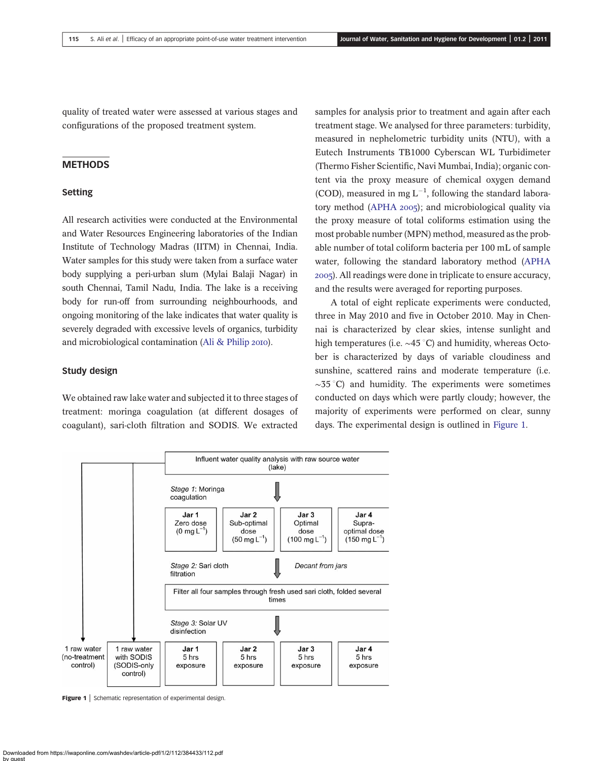quality of treated water were assessed at various stages and configurations of the proposed treatment system.

## METHODS

### Setting

All research activities were conducted at the Environmental and Water Resources Engineering laboratories of the Indian Institute of Technology Madras (IITM) in Chennai, India. Water samples for this study were taken from a surface water body supplying a peri-urban slum (Mylai Balaji Nagar) in south Chennai, Tamil Nadu, India. The lake is a receiving body for run-off from surrounding neighbourhoods, and ongoing monitoring of the lake indicates that water quality is severely degraded with excessive levels of organics, turbidity and microbiological contamination (Ali & Philip 2010).

### Study design

We obtained raw lake water and subjected it to three stages of treatment: moringa coagulation (at different dosages of coagulant), sari-cloth filtration and SODIS. We extracted samples for analysis prior to treatment and again after each treatment stage. We analysed for three parameters: turbidity, measured in nephelometric turbidity units (NTU), with a Eutech Instruments TB1000 Cyberscan WL Turbidimeter (Thermo Fisher Scientific, Navi Mumbai, India); organic content via the proxy measure of chemical oxygen demand (COD), measured in mg $L^{-1}$, following the standard laboratory method (APHA 2005); and microbiological quality via the proxy measure of total coliforms estimation using the most probable number (MPN) method, measured as the probable number of total coliform bacteria per 100 mL of sample water, following the standard laboratory method (APHA 2005). All readings were done in triplicate to ensure accuracy, and the results were averaged for reporting purposes.

A total of eight replicate experiments were conducted, three in May 2010 and five in October 2010. May in Chennai is characterized by clear skies, intense sunlight and high temperatures (i.e. ~45 °C) and humidity, whereas October is characterized by days of variable cloudiness and sunshine, scattered rains and moderate temperature (i.e. ~35 °C) and humidity. The experiments were sometimes conducted on days which were partly cloudy; however, the majority of experiments were performed on clear, sunny days. The experimental design is outlined in Figure 1.

Influent water quality analysis with raw source water (lake)

*Stage 1:* Moringa coagulation

| Jar 1 | Jar 2 | Jar 3 | Jar 4 |
| --- | --- | --- | --- |
| Zero dose (0 mg $L^{-1}$) | Sub-optimal dose (50 mg $L^{-1}$) | Optimal dose (100 mg $L^{-1}$) | Supra-optimal dose (150 mg $L^{-1}$) |

*Stage 2:* Sari cloth filtration — *Decant from jars*

Filter all four samples through fresh used sari cloth, folded several times

*Stage 3:* Solar UV disinfection

| 1 raw water (no-treatment control) | 1 raw water with SODIS (SODIS-only control) | Jar 1 5 hrs exposure | Jar 2 5 hrs exposure | Jar 3 5 hrs exposure | Jar 4 5 hrs exposure |
| --- | --- | --- | --- | --- | --- |

**Figure 1** | Schematic representation of experimental design.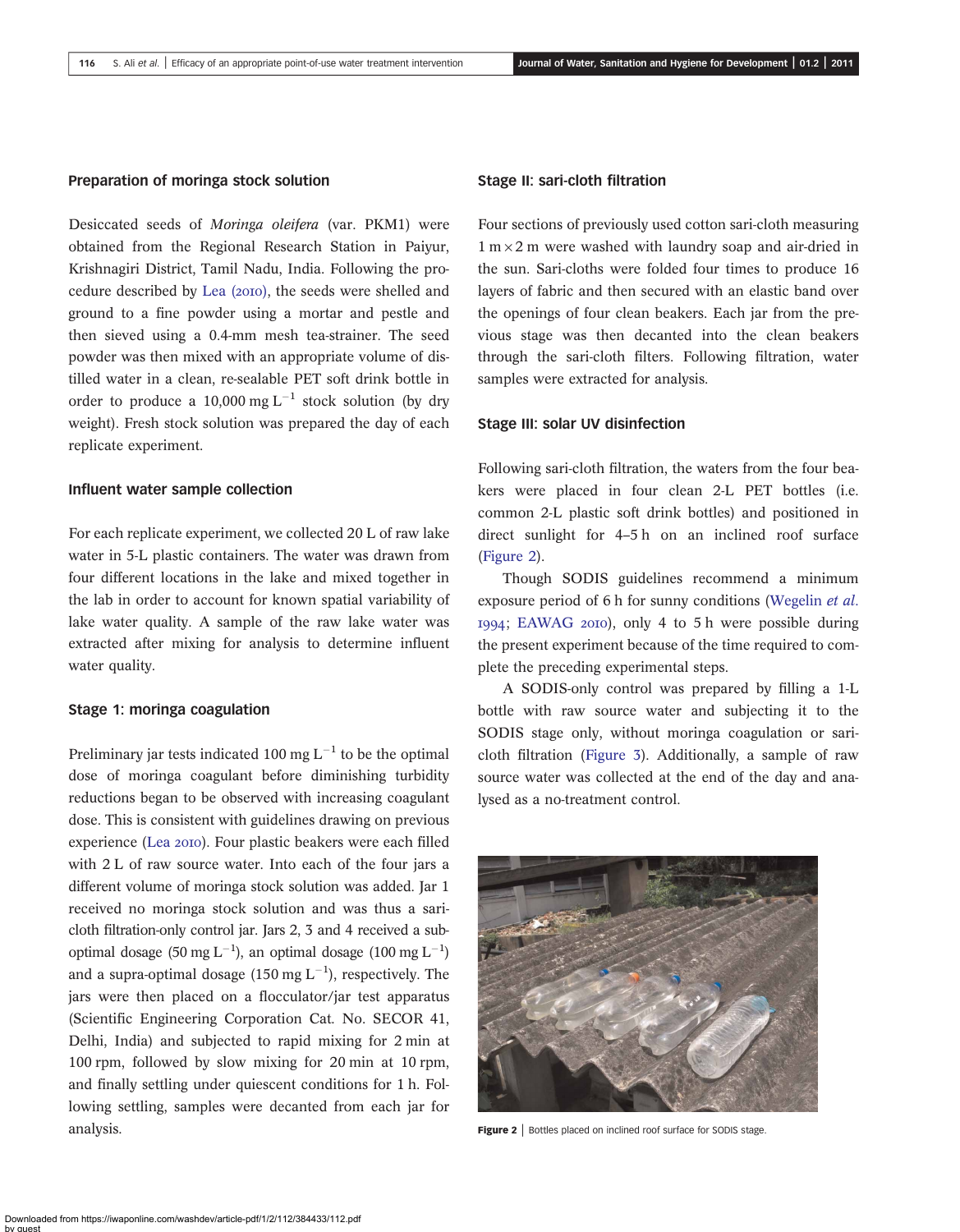### Preparation of moringa stock solution

Desiccated seeds of *Moringa oleifera* (var. PKM1) were obtained from the Regional Research Station in Paiyur, Krishnagiri District, Tamil Nadu, India. Following the procedure described by Lea (2010), the seeds were shelled and ground to a fine powder using a mortar and pestle and then sieved using a 0.4-mm mesh tea-strainer. The seed powder was then mixed with an appropriate volume of distilled water in a clean, re-sealable PET soft drink bottle in order to produce a 10,000 mg $L^{-1}$ stock solution (by dry weight). Fresh stock solution was prepared the day of each replicate experiment.

### Influent water sample collection

For each replicate experiment, we collected 20 L of raw lake water in 5-L plastic containers. The water was drawn from four different locations in the lake and mixed together in the lab in order to account for known spatial variability of lake water quality. A sample of the raw lake water was extracted after mixing for analysis to determine influent water quality.

### Stage 1: moringa coagulation

Preliminary jar tests indicated 100 mg $L^{-1}$ to be the optimal dose of moringa coagulant before diminishing turbidity reductions began to be observed with increasing coagulant dose. This is consistent with guidelines drawing on previous experience (Lea 2010). Four plastic beakers were each filled with 2 L of raw source water. Into each of the four jars a different volume of moringa stock solution was added. Jar 1 received no moringa stock solution and was thus a sari-cloth filtration-only control jar. Jars 2, 3 and 4 received a sub-optimal dosage (50 mg $L^{-1}$), an optimal dosage (100 mg $L^{-1}$) and a supra-optimal dosage (150 mg $L^{-1}$), respectively. The jars were then placed on a flocculator/jar test apparatus (Scientific Engineering Corporation Cat. No. SECOR 41, Delhi, India) and subjected to rapid mixing for 2 min at 100 rpm, followed by slow mixing for 20 min at 10 rpm, and finally settling under quiescent conditions for 1 h. Following settling, samples were decanted from each jar for analysis.

### Stage II: sari-cloth filtration

Four sections of previously used cotton sari-cloth measuring 1 m × 2 m were washed with laundry soap and air-dried in the sun. Sari-cloths were folded four times to produce 16 layers of fabric and then secured with an elastic band over the openings of four clean beakers. Each jar from the previous stage was then decanted into the clean beakers through the sari-cloth filters. Following filtration, water samples were extracted for analysis.

### Stage III: solar UV disinfection

Following sari-cloth filtration, the waters from the four beakers were placed in four clean 2-L PET bottles (i.e. common 2-L plastic soft drink bottles) and positioned in direct sunlight for 4–5 h on an inclined roof surface (Figure 2).

Though SODIS guidelines recommend a minimum exposure period of 6 h for sunny conditions (Wegelin *et al.* 1994; EAWAG 2010), only 4 to 5 h were possible during the present experiment because of the time required to complete the preceding experimental steps.

A SODIS-only control was prepared by filling a 1-L bottle with raw source water and subjecting it to the SODIS stage only, without moringa coagulation or sari-cloth filtration (Figure 3). Additionally, a sample of raw source water was collected at the end of the day and analysed as a no-treatment control.

**Figure 2** | Bottles placed on inclined roof surface for SODIS stage.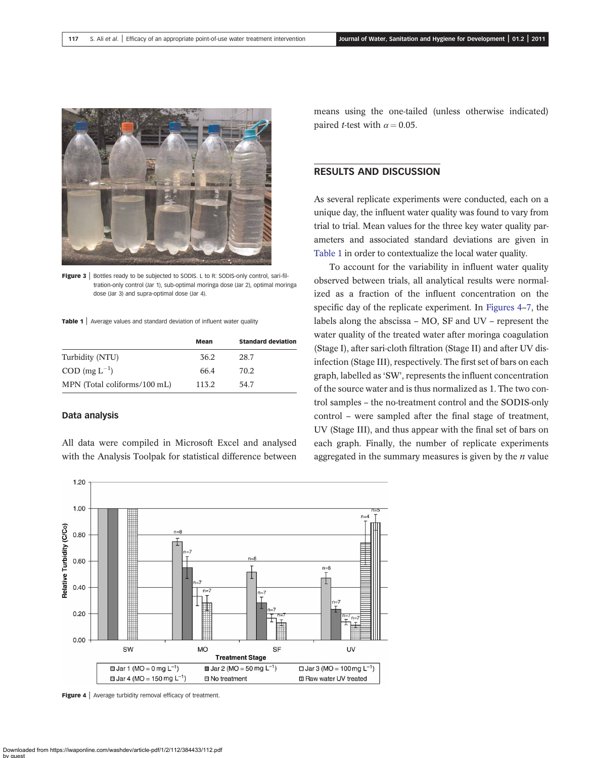Figure 3 | Bottles ready to be subjected to SODIS. L to R: SODIS-only control, sari-filtration-only control (Jar 1), sub-optimal moringa dose (Jar 2), optimal moringa dose (Jar 3) and supra-optimal dose (Jar 4).

Table 1 | Average values and standard deviation of influent water quality

| | Mean | Standard deviation |
|---|---|---|
| Turbidity (NTU) | 36.2 | 28.7 |
| COD (mg $L^{-1}$) | 66.4 | 70.2 |
| MPN (Total coliforms/100 mL) | 113.2 | 54.7 |

### Data analysis

All data were compiled in Microsoft Excel and analysed with the Analysis Toolpak for statistical difference between means using the one-tailed (unless otherwise indicated) paired *t*-test with $\alpha = 0.05$.

## RESULTS AND DISCUSSION

As several replicate experiments were conducted, each on a unique day, the influent water quality was found to vary from trial to trial. Mean values for the three key water quality parameters and associated standard deviations are given in Table 1 in order to contextualize the local water quality.

To account for the variability in influent water quality observed between trials, all analytical results were normalized as a fraction of the influent concentration on the specific day of the replicate experiment. In Figures 4–7, the labels along the abscissa – MO, SF and UV – represent the water quality of the treated water after moringa coagulation (Stage I), after sari-cloth filtration (Stage II) and after UV disinfection (Stage III), respectively. The first set of bars on each graph, labelled as 'SW', represents the influent concentration of the source water and is thus normalized as 1. The two control samples – the no-treatment control and the SODIS-only control – were sampled after the final stage of treatment, UV (Stage III), and thus appear with the final set of bars on each graph. Finally, the number of replicate experiments aggregated in the summary measures is given by the *n* value

Figure 4 | Average turbidity removal efficacy of treatment.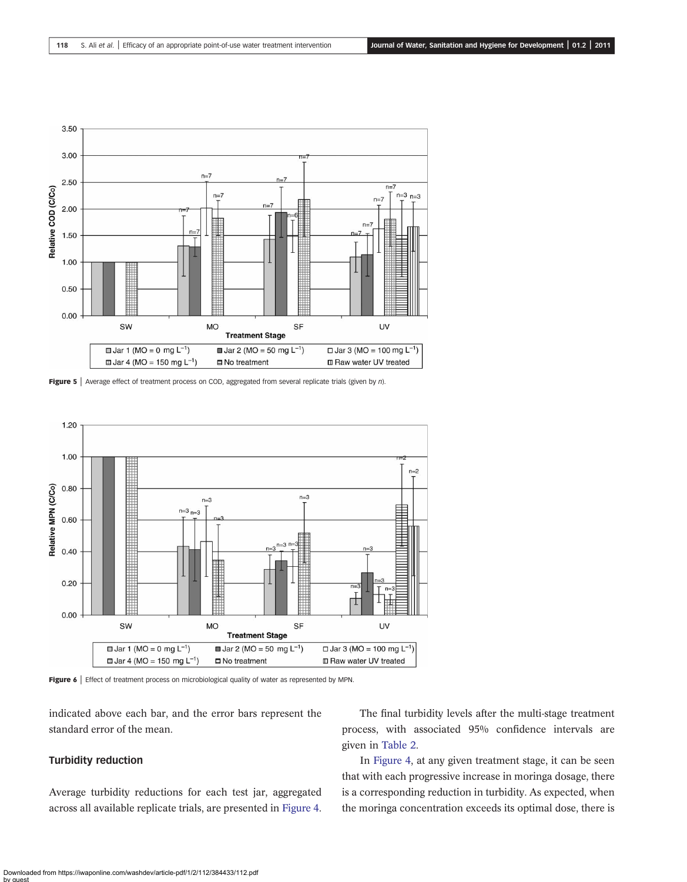Figure 5 | Average effect of treatment process on COD, aggregated from several replicate trials (given by *n*).

Figure 6 | Effect of treatment process on microbiological quality of water as represented by MPN.

indicated above each bar, and the error bars represent the standard error of the mean.

### Turbidity reduction

Average turbidity reductions for each test jar, aggregated across all available replicate trials, are presented in Figure 4.

The final turbidity levels after the multi-stage treatment process, with associated 95% confidence intervals are given in Table 2.

In Figure 4, at any given treatment stage, it can be seen that with each progressive increase in moringa dosage, there is a corresponding reduction in turbidity. As expected, when the moringa concentration exceeds its optimal dose, there is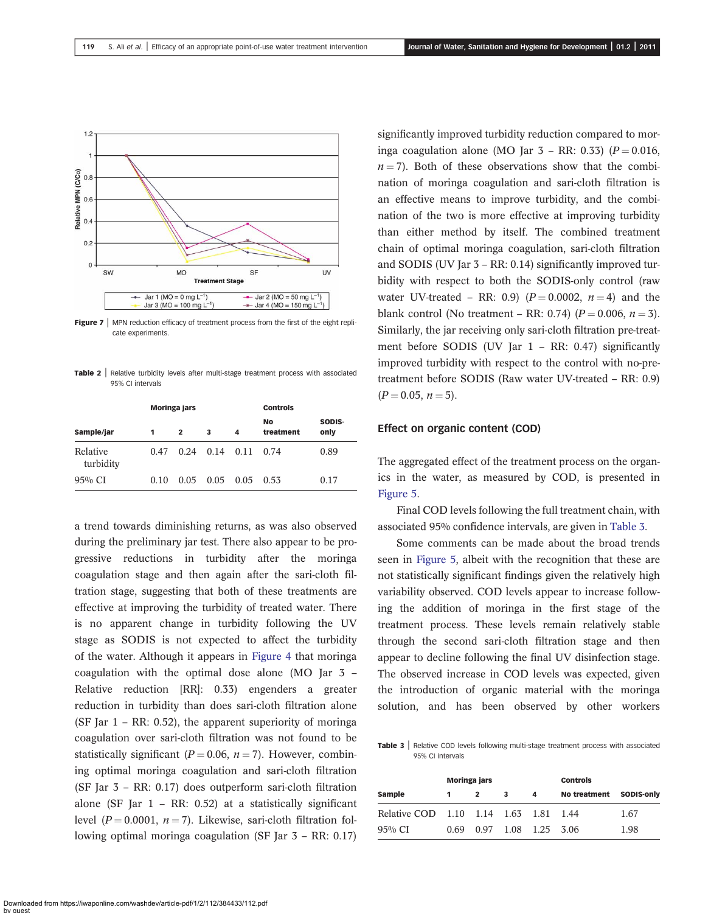Figure 7 | MPN reduction efficacy of treatment process from the first of the eight replicate experiments.

Table 2 | Relative turbidity levels after multi-stage treatment process with associated 95% CI intervals

| | Moringa jars | | | | Controls | |
|---|---|---|---|---|---|---|
| Sample/jar | 1 | 2 | 3 | 4 | No treatment | SODIS-only |
| Relative turbidity | 0.47 | 0.24 | 0.14 | 0.11 | 0.74 | 0.89 |
| 95% CI | 0.10 | 0.05 | 0.05 | 0.05 | 0.53 | 0.17 |

a trend towards diminishing returns, as was also observed during the preliminary jar test. There also appear to be progressive reductions in turbidity after the moringa coagulation stage and then again after the sari-cloth filtration stage, suggesting that both of these treatments are effective at improving the turbidity of treated water. There is no apparent change in turbidity following the UV stage as SODIS is not expected to affect the turbidity of the water. Although it appears in Figure 4 that moringa coagulation with the optimal dose alone (MO Jar 3 – Relative reduction [RR]: 0.33) engenders a greater reduction in turbidity than does sari-cloth filtration alone (SF Jar 1 – RR: 0.52), the apparent superiority of moringa coagulation over sari-cloth filtration was not found to be statistically significant ($P = 0.06$, $n = 7$). However, combining optimal moringa coagulation and sari-cloth filtration (SF Jar 3 – RR: 0.17) does outperform sari-cloth filtration alone (SF Jar 1 – RR: 0.52) at a statistically significant level ($P = 0.0001$, $n = 7$). Likewise, sari-cloth filtration following optimal moringa coagulation (SF Jar 3 – RR: 0.17) significantly improved turbidity reduction compared to moringa coagulation alone (MO Jar 3 – RR: 0.33) ($P = 0.016$, $n = 7$). Both of these observations show that the combination of moringa coagulation and sari-cloth filtration is an effective means to improve turbidity, and the combination of the two is more effective at improving turbidity than either method by itself. The combined treatment chain of optimal moringa coagulation, sari-cloth filtration and SODIS (UV Jar 3 – RR: 0.14) significantly improved turbidity with respect to both the SODIS-only control (raw water UV-treated – RR: 0.9) ($P = 0.0002$, $n = 4$) and the blank control (No treatment – RR: 0.74) ($P = 0.006$, $n = 3$). Similarly, the jar receiving only sari-cloth filtration pre-treatment before SODIS (UV Jar 1 – RR: 0.47) significantly improved turbidity with respect to the control with no-pre-treatment before SODIS (Raw water UV-treated – RR: 0.9) ($P = 0.05$, $n = 5$).

## Effect on organic content (COD)

The aggregated effect of the treatment process on the organics in the water, as measured by COD, is presented in Figure 5.

Final COD levels following the full treatment chain, with associated 95% confidence intervals, are given in Table 3.

Some comments can be made about the broad trends seen in Figure 5, albeit with the recognition that these are not statistically significant findings given the relatively high variability observed. COD levels appear to increase following the addition of moringa in the first stage of the treatment process. These levels remain relatively stable through the second sari-cloth filtration stage and then appear to decline following the final UV disinfection stage. The observed increase in COD levels was expected, given the introduction of organic material with the moringa solution, and has been observed by other workers

Table 3 | Relative COD levels following multi-stage treatment process with associated 95% CI intervals

| | Moringa jars | | | | Controls | |
|---|---|---|---|---|---|---|
| Sample | 1 | 2 | 3 | 4 | No treatment | SODIS-only |
| Relative COD | 1.10 | 1.14 | 1.63 | 1.81 | 1.44 | 1.67 |
| 95% CI | 0.69 | 0.97 | 1.08 | 1.25 | 3.06 | 1.98 |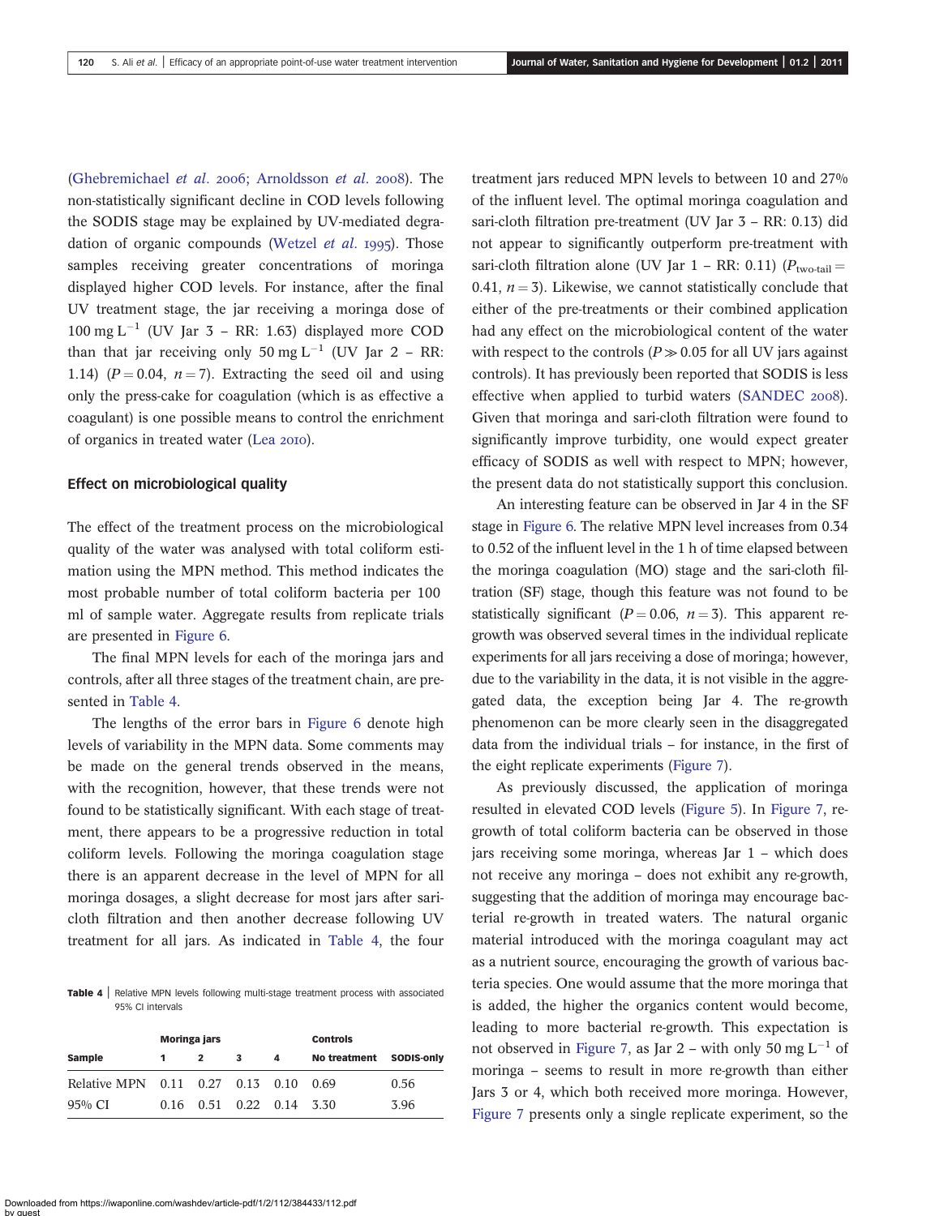(Ghebremichael *et al.* 2006; Arnoldsson *et al.* 2008). The non-statistically significant decline in COD levels following the SODIS stage may be explained by UV-mediated degradation of organic compounds (Wetzel *et al.* 1995). Those samples receiving greater concentrations of moringa displayed higher COD levels. For instance, after the final UV treatment stage, the jar receiving a moringa dose of 100 mg $L^{-1}$ (UV Jar 3 – RR: 1.63) displayed more COD than that jar receiving only 50 mg $L^{-1}$ (UV Jar 2 – RR: 1.14) ($P = 0.04$, $n = 7$). Extracting the seed oil and using only the press-cake for coagulation (which is as effective a coagulant) is one possible means to control the enrichment of organics in treated water (Lea 2010).

### Effect on microbiological quality

The effect of the treatment process on the microbiological quality of the water was analysed with total coliform estimation using the MPN method. This method indicates the most probable number of total coliform bacteria per 100 ml of sample water. Aggregate results from replicate trials are presented in Figure 6.

The final MPN levels for each of the moringa jars and controls, after all three stages of the treatment chain, are presented in Table 4.

The lengths of the error bars in Figure 6 denote high levels of variability in the MPN data. Some comments may be made on the general trends observed in the means, with the recognition, however, that these trends were not found to be statistically significant. With each stage of treatment, there appears to be a progressive reduction in total coliform levels. Following the moringa coagulation stage there is an apparent decrease in the level of MPN for all moringa dosages, a slight decrease for most jars after saricloth filtration and then another decrease following UV treatment for all jars. As indicated in Table 4, the four treatment jars reduced MPN levels to between 10 and 27% of the influent level. The optimal moringa coagulation and sari-cloth filtration pre-treatment (UV Jar 3 – RR: 0.13) did not appear to significantly outperform pre-treatment with sari-cloth filtration alone (UV Jar 1 – RR: 0.11) ($P_{\text{two-tail}} = 0.41$, $n = 3$). Likewise, we cannot statistically conclude that either of the pre-treatments or their combined application had any effect on the microbiological content of the water with respect to the controls ($P \gg 0.05$ for all UV jars against controls). It has previously been reported that SODIS is less effective when applied to turbid waters (SANDEC 2008). Given that moringa and sari-cloth filtration were found to significantly improve turbidity, one would expect greater efficacy of SODIS as well with respect to MPN; however, the present data do not statistically support this conclusion.

**Table 4** | Relative MPN levels following multi-stage treatment process with associated 95% CI intervals

| | Moringa jars | | | | Controls | |
|---|---|---|---|---|---|---|
| **Sample** | **1** | **2** | **3** | **4** | **No treatment** | **SODIS-only** |
| Relative MPN | 0.11 | 0.27 | 0.13 | 0.10 | 0.69 | 0.56 |
| 95% CI | 0.16 | 0.51 | 0.22 | 0.14 | 3.30 | 3.96 |

An interesting feature can be observed in Jar 4 in the SF stage in Figure 6. The relative MPN level increases from 0.34 to 0.52 of the influent level in the 1 h of time elapsed between the moringa coagulation (MO) stage and the sari-cloth filtration (SF) stage, though this feature was not found to be statistically significant ($P = 0.06$, $n = 3$). This apparent regrowth was observed several times in the individual replicate experiments for all jars receiving a dose of moringa; however, due to the variability in the data, it is not visible in the aggregated data, the exception being Jar 4. The re-growth phenomenon can be more clearly seen in the disaggregated data from the individual trials – for instance, in the first of the eight replicate experiments (Figure 7).

As previously discussed, the application of moringa resulted in elevated COD levels (Figure 5). In Figure 7, regrowth of total coliform bacteria can be observed in those jars receiving some moringa, whereas Jar 1 – which does not receive any moringa – does not exhibit any re-growth, suggesting that the addition of moringa may encourage bacterial re-growth in treated waters. The natural organic material introduced with the moringa coagulant may act as a nutrient source, encouraging the growth of various bacteria species. One would assume that the more moringa that is added, the higher the organics content would become, leading to more bacterial re-growth. This expectation is not observed in Figure 7, as Jar 2 – with only 50 mg $L^{-1}$ of moringa – seems to result in more re-growth than either Jars 3 or 4, which both received more moringa. However, Figure 7 presents only a single replicate experiment, so the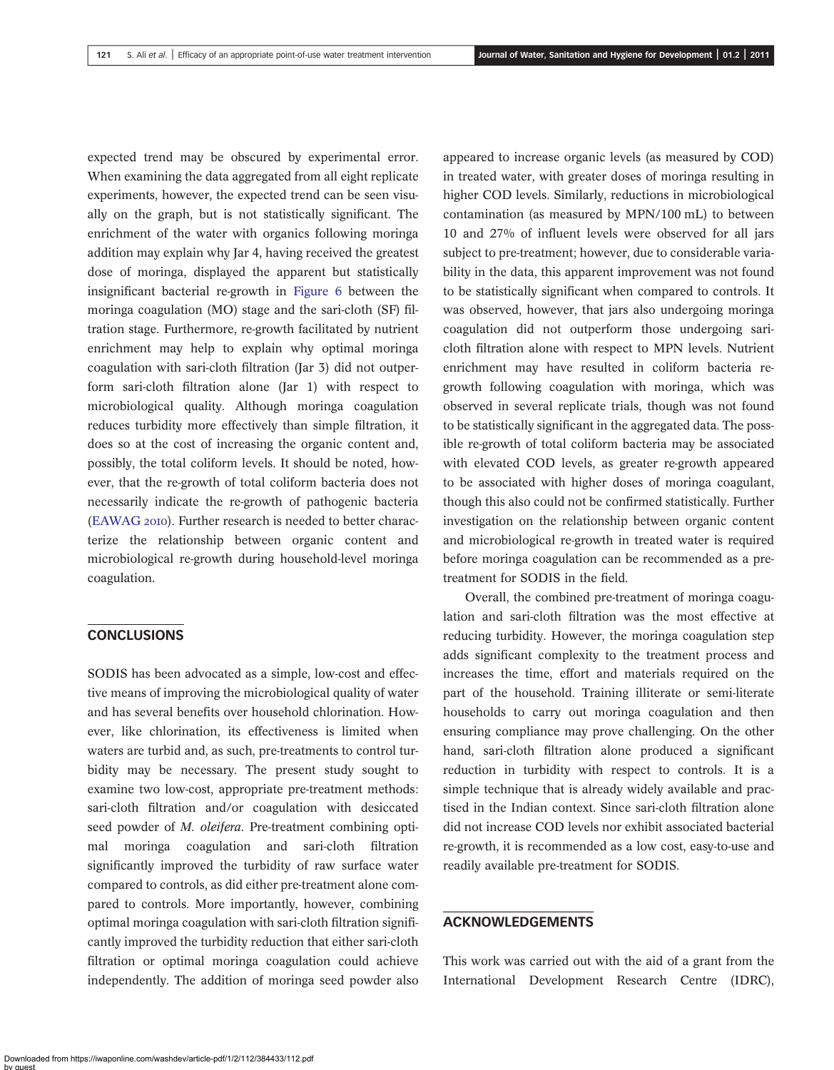expected trend may be obscured by experimental error. When examining the data aggregated from all eight replicate experiments, however, the expected trend can be seen visually on the graph, but is not statistically significant. The enrichment of the water with organics following moringa addition may explain why Jar 4, having received the greatest dose of moringa, displayed the apparent but statistically insignificant bacterial re-growth in Figure 6 between the moringa coagulation (MO) stage and the sari-cloth (SF) filtration stage. Furthermore, re-growth facilitated by nutrient enrichment may help to explain why optimal moringa coagulation with sari-cloth filtration (Jar 3) did not outperform sari-cloth filtration alone (Jar 1) with respect to microbiological quality. Although moringa coagulation reduces turbidity more effectively than simple filtration, it does so at the cost of increasing the organic content and, possibly, the total coliform levels. It should be noted, however, that the re-growth of total coliform bacteria does not necessarily indicate the re-growth of pathogenic bacteria (EAWAG 2010). Further research is needed to better characterize the relationship between organic content and microbiological re-growth during household-level moringa coagulation.

## CONCLUSIONS

SODIS has been advocated as a simple, low-cost and effective means of improving the microbiological quality of water and has several benefits over household chlorination. However, like chlorination, its effectiveness is limited when waters are turbid and, as such, pre-treatments to control turbidity may be necessary. The present study sought to examine two low-cost, appropriate pre-treatment methods: sari-cloth filtration and/or coagulation with desiccated seed powder of *M. oleifera*. Pre-treatment combining optimal moringa coagulation and sari-cloth filtration significantly improved the turbidity of raw surface water compared to controls, as did either pre-treatment alone compared to controls. More importantly, however, combining optimal moringa coagulation with sari-cloth filtration significantly improved the turbidity reduction that either sari-cloth filtration or optimal moringa coagulation could achieve independently. The addition of moringa seed powder also appeared to increase organic levels (as measured by COD) in treated water, with greater doses of moringa resulting in higher COD levels. Similarly, reductions in microbiological contamination (as measured by MPN/100 mL) to between 10 and 27% of influent levels were observed for all jars subject to pre-treatment; however, due to considerable variability in the data, this apparent improvement was not found to be statistically significant when compared to controls. It was observed, however, that jars also undergoing moringa coagulation did not outperform those undergoing sari-cloth filtration alone with respect to MPN levels. Nutrient enrichment may have resulted in coliform bacteria re-growth following coagulation with moringa, which was observed in several replicate trials, though was not found to be statistically significant in the aggregated data. The possible re-growth of total coliform bacteria may be associated with elevated COD levels, as greater re-growth appeared to be associated with higher doses of moringa coagulant, though this also could not be confirmed statistically. Further investigation on the relationship between organic content and microbiological re-growth in treated water is required before moringa coagulation can be recommended as a pre-treatment for SODIS in the field.

Overall, the combined pre-treatment of moringa coagulation and sari-cloth filtration was the most effective at reducing turbidity. However, the moringa coagulation step adds significant complexity to the treatment process and increases the time, effort and materials required on the part of the household. Training illiterate or semi-literate households to carry out moringa coagulation and then ensuring compliance may prove challenging. On the other hand, sari-cloth filtration alone produced a significant reduction in turbidity with respect to controls. It is a simple technique that is already widely available and practised in the Indian context. Since sari-cloth filtration alone did not increase COD levels nor exhibit associated bacterial re-growth, it is recommended as a low cost, easy-to-use and readily available pre-treatment for SODIS.

## ACKNOWLEDGEMENTS

This work was carried out with the aid of a grant from the International Development Research Centre (IDRC),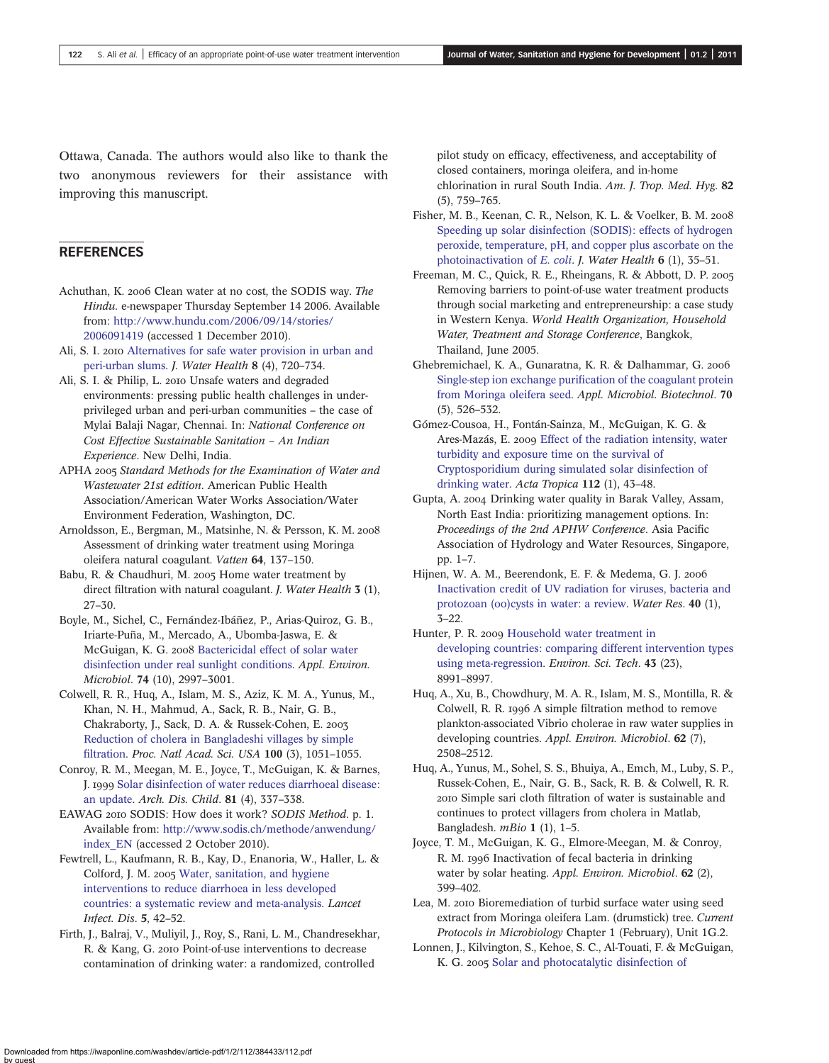Ottawa, Canada. The authors would also like to thank the two anonymous reviewers for their assistance with improving this manuscript.

## REFERENCES

Achuthan, K. 2006 Clean water at no cost, the SODIS way. *The Hindu.* e-newspaper Thursday September 14 2006. Available from: http://www.hundu.com/2006/09/14/stories/2006091419 (accessed 1 December 2010).

Ali, S. I. 2010 Alternatives for safe water provision in urban and peri-urban slums. *J. Water Health* **8** (4), 720–734.

Ali, S. I. & Philip, L. 2010 Unsafe waters and degraded environments: pressing public health challenges in under-privileged urban and peri-urban communities – the case of Mylai Balaji Nagar, Chennai. In: *National Conference on Cost Effective Sustainable Sanitation – An Indian Experience*. New Delhi, India.

APHA 2005 *Standard Methods for the Examination of Water and Wastewater 21st edition*. American Public Health Association/American Water Works Association/Water Environment Federation, Washington, DC.

Arnoldsson, E., Bergman, M., Matsinhe, N. & Persson, K. M. 2008 Assessment of drinking water treatment using Moringa oleifera natural coagulant. *Vatten* **64**, 137–150.

Babu, R. & Chaudhuri, M. 2005 Home water treatment by direct filtration with natural coagulant. *J. Water Health* **3** (1), 27–30.

Boyle, M., Sichel, C., Fernández-Ibáñez, P., Arias-Quiroz, G. B., Iriarte-Puña, M., Mercado, A., Ubomba-Jaswa, E. & McGuigan, K. G. 2008 Bactericidal effect of solar water disinfection under real sunlight conditions. *Appl. Environ. Microbiol.* **74** (10), 2997–3001.

Colwell, R. R., Huq, A., Islam, M. S., Aziz, K. M. A., Yunus, M., Khan, N. H., Mahmud, A., Sack, R. B., Nair, G. B., Chakraborty, J., Sack, D. A. & Russek-Cohen, E. 2003 Reduction of cholera in Bangladeshi villages by simple filtration. *Proc. Natl Acad. Sci. USA* **100** (3), 1051–1055.

Conroy, R. M., Meegan, M. E., Joyce, T., McGuigan, K. & Barnes, J. 1999 Solar disinfection of water reduces diarrhoeal disease: an update. *Arch. Dis. Child.* **81** (4), 337–338.

EAWAG 2010 SODIS: How does it work? *SODIS Method*. p. 1. Available from: http://www.sodis.ch/methode/anwendung/index_EN (accessed 2 October 2010).

Fewtrell, L., Kaufmann, R. B., Kay, D., Enanoria, W., Haller, L. & Colford, J. M. 2005 Water, sanitation, and hygiene interventions to reduce diarrhoea in less developed countries: a systematic review and meta-analysis. *Lancet Infect. Dis.* **5**, 42–52.

Firth, J., Balraj, V., Muliyil, J., Roy, S., Rani, L. M., Chandresekhar, R. & Kang, G. 2010 Point-of-use interventions to decrease contamination of drinking water: a randomized, controlled pilot study on efficacy, effectiveness, and acceptability of closed containers, moringa oleifera, and in-home chlorination in rural South India. *Am. J. Trop. Med. Hyg.* **82** (5), 759–765.

Fisher, M. B., Keenan, C. R., Nelson, K. L. & Voelker, B. M. 2008 Speeding up solar disinfection (SODIS): effects of hydrogen peroxide, temperature, pH, and copper plus ascorbate on the photoinactivation of *E. coli*. *J. Water Health* **6** (1), 35–51.

Freeman, M. C., Quick, R. E., Rheingans, R. & Abbott, D. P. 2005 Removing barriers to point-of-use water treatment products through social marketing and entrepreneurship: a case study in Western Kenya. *World Health Organization, Household Water, Treatment and Storage Conference*, Bangkok, Thailand, June 2005.

Ghebremichael, K. A., Gunaratna, K. R. & Dalhammar, G. 2006 Single-step ion exchange purification of the coagulant protein from Moringa oleifera seed. *Appl. Microbiol. Biotechnol.* **70** (5), 526–532.

Gómez-Couso, H., Fontán-Sainza, M., McGuigan, K. G. & Ares-Mazás, E. 2009 Effect of the radiation intensity, water turbidity and exposure time on the survival of Cryptosporidium during simulated solar disinfection of drinking water. *Acta Tropica* **112** (1), 43–48.

Gupta, A. 2004 Drinking water quality in Barak Valley, Assam, North East India: prioritizing management options. In: *Proceedings of the 2nd APHW Conference*. Asia Pacific Association of Hydrology and Water Resources, Singapore, pp. 1–7.

Hijnen, W. A. M., Beerendonk, E. F. & Medema, G. J. 2006 Inactivation credit of UV radiation for viruses, bacteria and protozoan (oo)cysts in water: a review. *Water Res.* **40** (1), 3–22.

Hunter, P. R. 2009 Household water treatment in developing countries: comparing different intervention types using meta-regression. *Environ. Sci. Tech.* **43** (23), 8991–8997.

Huq, A., Xu, B., Chowdhury, M. A. R., Islam, M. S., Montilla, R. & Colwell, R. R. 1996 A simple filtration method to remove plankton-associated Vibrio cholerae in raw water supplies in developing countries. *Appl. Environ. Microbiol.* **62** (7), 2508–2512.

Huq, A., Yunus, M., Sohel, S. S., Bhuiya, A., Emch, M., Luby, S. P., Russek-Cohen, E., Nair, G. B., Sack, R. B. & Colwell, R. R. 2010 Simple sari cloth filtration of water is sustainable and continues to protect villagers from cholera in Matlab, Bangladesh. *mBio* **1** (1), 1–5.

Joyce, T. M., McGuigan, K. G., Elmore-Meegan, M. & Conroy, R. M. 1996 Inactivation of fecal bacteria in drinking water by solar heating. *Appl. Environ. Microbiol.* **62** (2), 399–402.

Lea, M. 2010 Bioremediation of turbid surface water using seed extract from Moringa oleifera Lam. (drumstick) tree. *Current Protocols in Microbiology* Chapter 1 (February), Unit 1G.2.

Lonnen, J., Kilvington, S., Kehoe, S. C., Al-Touati, F. & McGuigan, K. G. 2005 Solar and photocatalytic disinfection of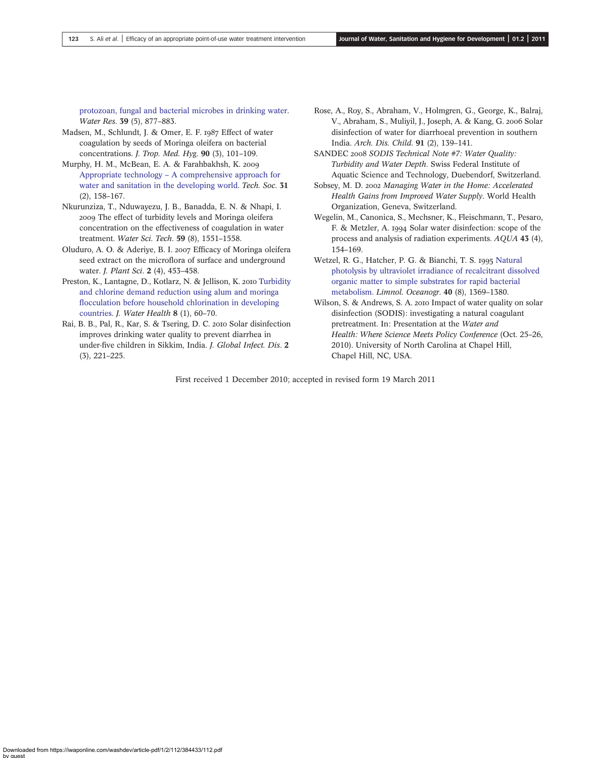protozoan, fungal and bacterial microbes in drinking water. *Water Res.* **39** (5), 877–883.

Madsen, M., Schlundt, J. & Omer, E. F. 1987 Effect of water coagulation by seeds of Moringa oleifera on bacterial concentrations. *J. Trop. Med. Hyg.* **90** (3), 101–109.

Murphy, H. M., McBean, E. A. & Farahbakhsh, K. 2009 Appropriate technology – A comprehensive approach for water and sanitation in the developing world. *Tech. Soc.* **31** (2), 158–167.

Nkurunziza, T., Nduwayezu, J. B., Banadda, E. N. & Nhapi, I. 2009 The effect of turbidity levels and Moringa oleifera concentration on the effectiveness of coagulation in water treatment. *Water Sci. Tech.* **59** (8), 1551–1558.

Oluduro, A. O. & Aderiye, B. I. 2007 Efficacy of Moringa oleifera seed extract on the microflora of surface and underground water. *J. Plant Sci.* **2** (4), 453–458.

Preston, K., Lantagne, D., Kotlarz, N. & Jellison, K. 2010 Turbidity and chlorine demand reduction using alum and moringa flocculation before household chlorination in developing countries. *J. Water Health* **8** (1), 60–70.

Rai, B. B., Pal, R., Kar, S. & Tsering, D. C. 2010 Solar disinfection improves drinking water quality to prevent diarrhea in under-five children in Sikkim, India. *J. Global Infect. Dis.* **2** (3), 221–225.

Rose, A., Roy, S., Abraham, V., Holmgren, G., George, K., Balraj, V., Abraham, S., Muliyil, J., Joseph, A. & Kang, G. 2006 Solar disinfection of water for diarrhoeal prevention in southern India. *Arch. Dis. Child.* **91** (2), 139–141.

SANDEC 2008 *SODIS Technical Note #7: Water Quality: Turbidity and Water Depth*. Swiss Federal Institute of Aquatic Science and Technology, Duebendorf, Switzerland.

Sobsey, M. D. 2002 *Managing Water in the Home: Accelerated Health Gains from Improved Water Supply*. World Health Organization, Geneva, Switzerland.

Wegelin, M., Canonica, S., Mechsner, K., Fleischmann, T., Pesaro, F. & Metzler, A. 1994 Solar water disinfection: scope of the process and analysis of radiation experiments. *AQUA* **43** (4), 154–169.

Wetzel, R. G., Hatcher, P. G. & Bianchi, T. S. 1995 Natural photolysis by ultraviolet irradiance of recalcitrant dissolved organic matter to simple substrates for rapid bacterial metabolism. *Limnol. Oceanogr.* **40** (8), 1369–1380.

Wilson, S. & Andrews, S. A. 2010 Impact of water quality on solar disinfection (SODIS): investigating a natural coagulant pretreatment. In: Presentation at the *Water and Health: Where Science Meets Policy Conference* (Oct. 25–26, 2010). University of North Carolina at Chapel Hill, Chapel Hill, NC, USA.

First received 1 December 2010; accepted in revised form 19 March 2011